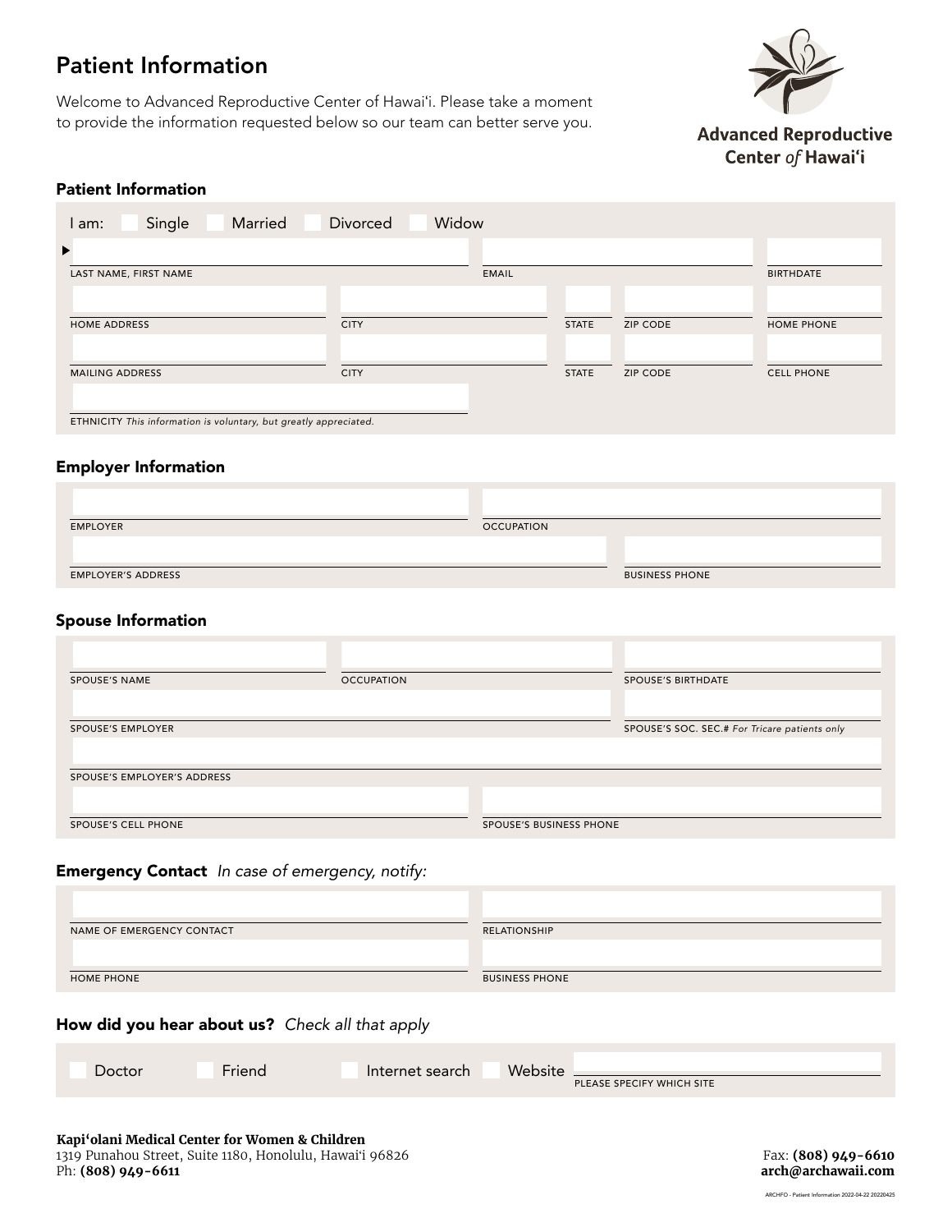# Patient Information

Welcome to Advanced Reproductive Center of Hawaiʻi. Please take a moment to provide the information requested below so our team can better serve you.

**Advanced Reproductive Center *of* Hawaiʻi**

## Patient Information

I am: ☐ Single ☐ Married ☐ Divorced ☐ Widow

| LAST NAME, FIRST NAME | | | | EMAIL | BIRTHDATE |
|---|---|---|---|---|---|
| | | | | | |

| HOME ADDRESS | CITY | STATE | ZIP CODE | HOME PHONE |
|---|---|---|---|---|
| | | | | |

| MAILING ADDRESS | CITY | STATE | ZIP CODE | CELL PHONE |
|---|---|---|---|---|
| | | | | |

ETHNICITY *This information is voluntary, but greatly appreciated.*

## Employer Information

| EMPLOYER | OCCUPATION |
|---|---|
| | |

| EMPLOYER'S ADDRESS | BUSINESS PHONE |
|---|---|
| | |

## Spouse Information

| SPOUSE'S NAME | OCCUPATION | SPOUSE'S BIRTHDATE |
|---|---|---|
| | | |

| SPOUSE'S EMPLOYER | SPOUSE'S SOC. SEC.# *For Tricare patients only* |
|---|---|
| | |

SPOUSE'S EMPLOYER'S ADDRESS

| SPOUSE'S CELL PHONE | SPOUSE'S BUSINESS PHONE |
|---|---|
| | |

## Emergency Contact *In case of emergency, notify:*

| NAME OF EMERGENCY CONTACT | RELATIONSHIP |
|---|---|
| | |

| HOME PHONE | BUSINESS PHONE |
|---|---|
| | |

## How did you hear about us? *Check all that apply*

☐ Doctor ☐ Friend ☐ Internet search ☐ Website ________ PLEASE SPECIFY WHICH SITE

**Kapiʻolani Medical Center for Women & Children**
1319 Punahou Street, Suite 1180, Honolulu, Hawaiʻi 96826
Ph: **(808) 949-6611**

Fax: **(808) 949-6610**
**arch@archawaii.com**

ARCHFO - Patient Information 2022-04-22 20220425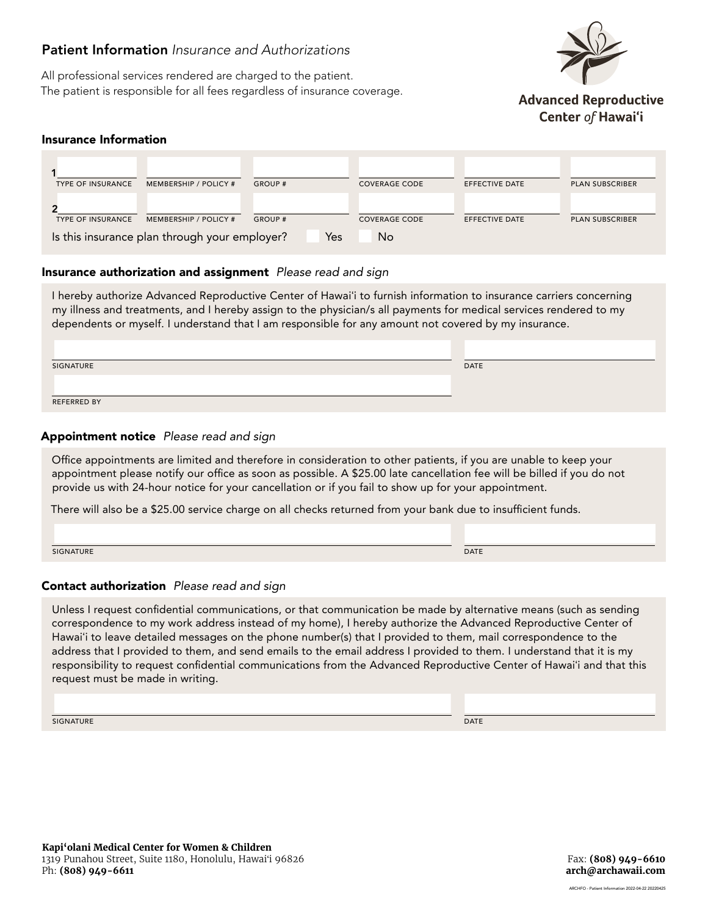# Patient Information *Insurance and Authorizations*

All professional services rendered are charged to the patient.
The patient is responsible for all fees regardless of insurance coverage.

**Advanced Reproductive Center *of* Hawaiʻi**

## Insurance Information

| | TYPE OF INSURANCE | MEMBERSHIP / POLICY # | GROUP # | COVERAGE CODE | EFFECTIVE DATE | PLAN SUBSCRIBER |
|---|---|---|---|---|---|---|
| 1 | | | | | | |
| 2 | | | | | | |

Is this insurance plan through your employer? ☐ Yes ☐ No

## Insurance authorization and assignment *Please read and sign*

I hereby authorize Advanced Reproductive Center of Hawaiʻi to furnish information to insurance carriers concerning my illness and treatments, and I hereby assign to the physician/s all payments for medical services rendered to my dependents or myself. I understand that I am responsible for any amount not covered by my insurance.

SIGNATURE ______________________ DATE ______________

REFERRED BY ______________________

## Appointment notice *Please read and sign*

Office appointments are limited and therefore in consideration to other patients, if you are unable to keep your appointment please notify our office as soon as possible. A $25.00 late cancellation fee will be billed if you do not provide us with 24-hour notice for your cancellation or if you fail to show up for your appointment.

There will also be a $25.00 service charge on all checks returned from your bank due to insufficient funds.

SIGNATURE ______________________ DATE ______________

## Contact authorization *Please read and sign*

Unless I request confidential communications, or that communication be made by alternative means (such as sending correspondence to my work address instead of my home), I hereby authorize the Advanced Reproductive Center of Hawaiʻi to leave detailed messages on the phone number(s) that I provided to them, mail correspondence to the address that I provided to them, and send emails to the email address I provided to them. I understand that it is my responsibility to request confidential communications from the Advanced Reproductive Center of Hawaiʻi and that this request must be made in writing.

SIGNATURE ______________________ DATE ______________

**Kapiʻolani Medical Center for Women & Children**
1319 Punahou Street, Suite 1180, Honolulu, Hawaiʻi 96826
Ph: **(808) 949-6611**

Fax: **(808) 949-6610**
**arch@archawaii.com**

ARCHFO - Patient Information 2022-04-22 20220425